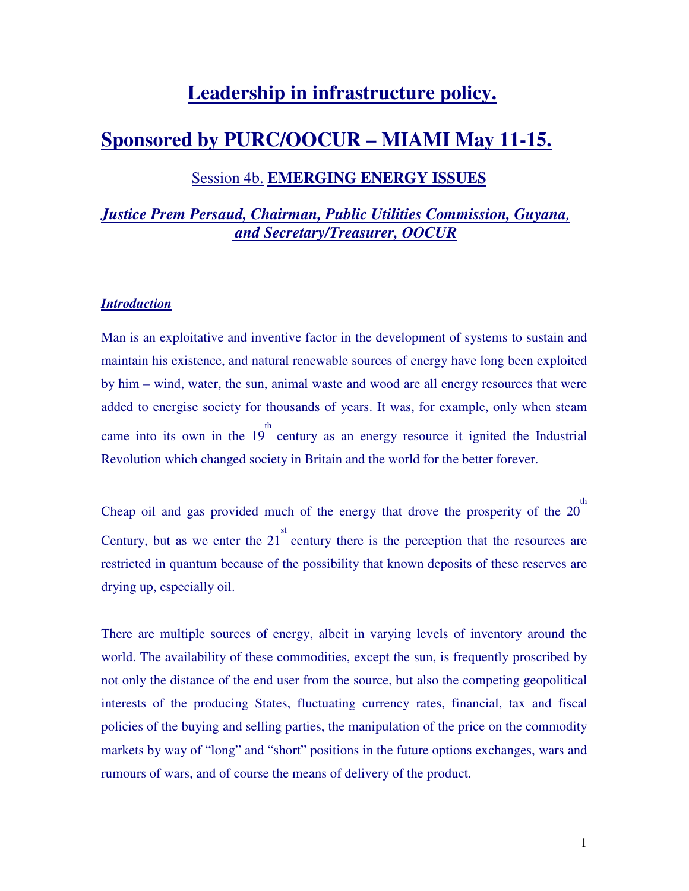# Leadership in infrastructure policy.

# Sponsored by PURC/OOCUR – MIAMI May 11-15.

## Session 4b. **EMERGING ENERGY ISSUES**

***Justice Prem Persaud, Chairman, Public Utilities Commission, Guyana, and Secretary/Treasurer, OOCUR***

### *Introduction*

Man is an exploitative and inventive factor in the development of systems to sustain and maintain his existence, and natural renewable sources of energy have long been exploited by him – wind, water, the sun, animal waste and wood are all energy resources that were added to energise society for thousands of years. It was, for example, only when steam came into its own in the 19th century as an energy resource it ignited the Industrial Revolution which changed society in Britain and the world for the better forever.

Cheap oil and gas provided much of the energy that drove the prosperity of the 20th Century, but as we enter the 21st century there is the perception that the resources are restricted in quantum because of the possibility that known deposits of these reserves are drying up, especially oil.

There are multiple sources of energy, albeit in varying levels of inventory around the world. The availability of these commodities, except the sun, is frequently proscribed by not only the distance of the end user from the source, but also the competing geopolitical interests of the producing States, fluctuating currency rates, financial, tax and fiscal policies of the buying and selling parties, the manipulation of the price on the commodity markets by way of "long" and "short" positions in the future options exchanges, wars and rumours of wars, and of course the means of delivery of the product.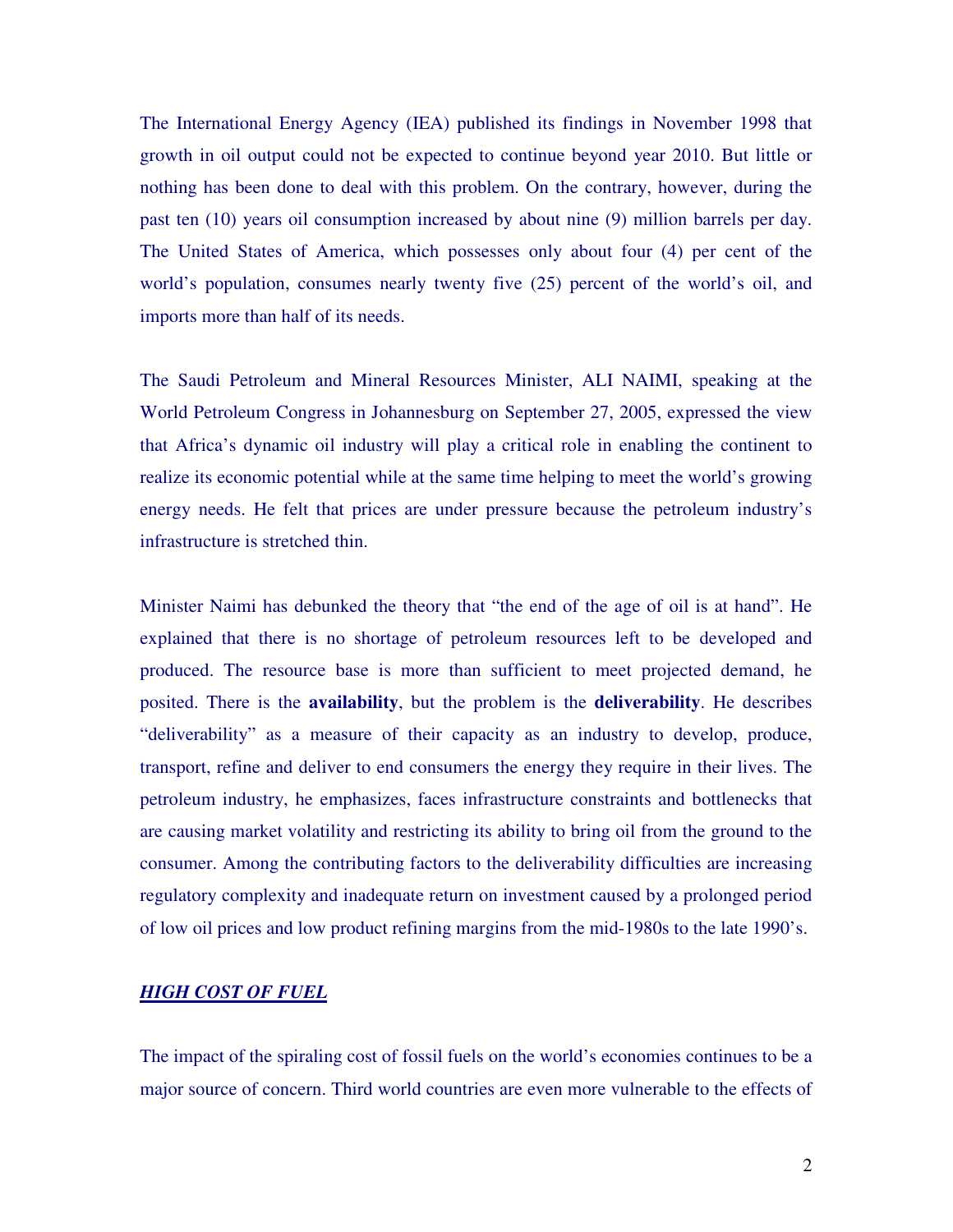The International Energy Agency (IEA) published its findings in November 1998 that growth in oil output could not be expected to continue beyond year 2010. But little or nothing has been done to deal with this problem. On the contrary, however, during the past ten (10) years oil consumption increased by about nine (9) million barrels per day. The United States of America, which possesses only about four (4) per cent of the world's population, consumes nearly twenty five (25) percent of the world's oil, and imports more than half of its needs.

The Saudi Petroleum and Mineral Resources Minister, ALI NAIMI, speaking at the World Petroleum Congress in Johannesburg on September 27, 2005, expressed the view that Africa's dynamic oil industry will play a critical role in enabling the continent to realize its economic potential while at the same time helping to meet the world's growing energy needs. He felt that prices are under pressure because the petroleum industry's infrastructure is stretched thin.

Minister Naimi has debunked the theory that "the end of the age of oil is at hand". He explained that there is no shortage of petroleum resources left to be developed and produced. The resource base is more than sufficient to meet projected demand, he posited. There is the **availability**, but the problem is the **deliverability**. He describes "deliverability" as a measure of their capacity as an industry to develop, produce, transport, refine and deliver to end consumers the energy they require in their lives. The petroleum industry, he emphasizes, faces infrastructure constraints and bottlenecks that are causing market volatility and restricting its ability to bring oil from the ground to the consumer. Among the contributing factors to the deliverability difficulties are increasing regulatory complexity and inadequate return on investment caused by a prolonged period of low oil prices and low product refining margins from the mid-1980s to the late 1990's.

## ***HIGH COST OF FUEL***

The impact of the spiraling cost of fossil fuels on the world's economies continues to be a major source of concern. Third world countries are even more vulnerable to the effects of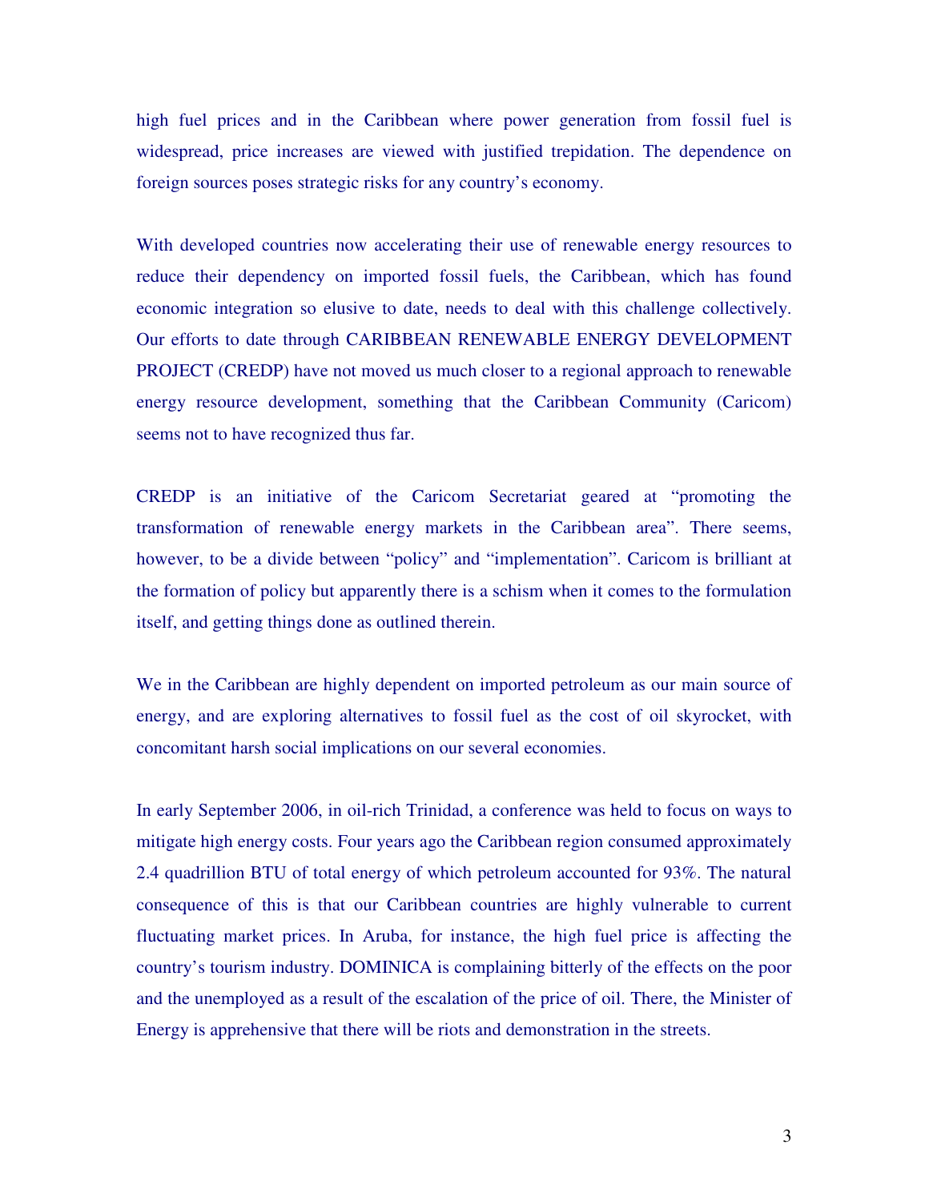high fuel prices and in the Caribbean where power generation from fossil fuel is widespread, price increases are viewed with justified trepidation. The dependence on foreign sources poses strategic risks for any country's economy.

With developed countries now accelerating their use of renewable energy resources to reduce their dependency on imported fossil fuels, the Caribbean, which has found economic integration so elusive to date, needs to deal with this challenge collectively. Our efforts to date through CARIBBEAN RENEWABLE ENERGY DEVELOPMENT PROJECT (CREDP) have not moved us much closer to a regional approach to renewable energy resource development, something that the Caribbean Community (Caricom) seems not to have recognized thus far.

CREDP is an initiative of the Caricom Secretariat geared at "promoting the transformation of renewable energy markets in the Caribbean area". There seems, however, to be a divide between "policy" and "implementation". Caricom is brilliant at the formation of policy but apparently there is a schism when it comes to the formulation itself, and getting things done as outlined therein.

We in the Caribbean are highly dependent on imported petroleum as our main source of energy, and are exploring alternatives to fossil fuel as the cost of oil skyrocket, with concomitant harsh social implications on our several economies.

In early September 2006, in oil-rich Trinidad, a conference was held to focus on ways to mitigate high energy costs. Four years ago the Caribbean region consumed approximately 2.4 quadrillion BTU of total energy of which petroleum accounted for 93%. The natural consequence of this is that our Caribbean countries are highly vulnerable to current fluctuating market prices. In Aruba, for instance, the high fuel price is affecting the country's tourism industry. DOMINICA is complaining bitterly of the effects on the poor and the unemployed as a result of the escalation of the price of oil. There, the Minister of Energy is apprehensive that there will be riots and demonstration in the streets.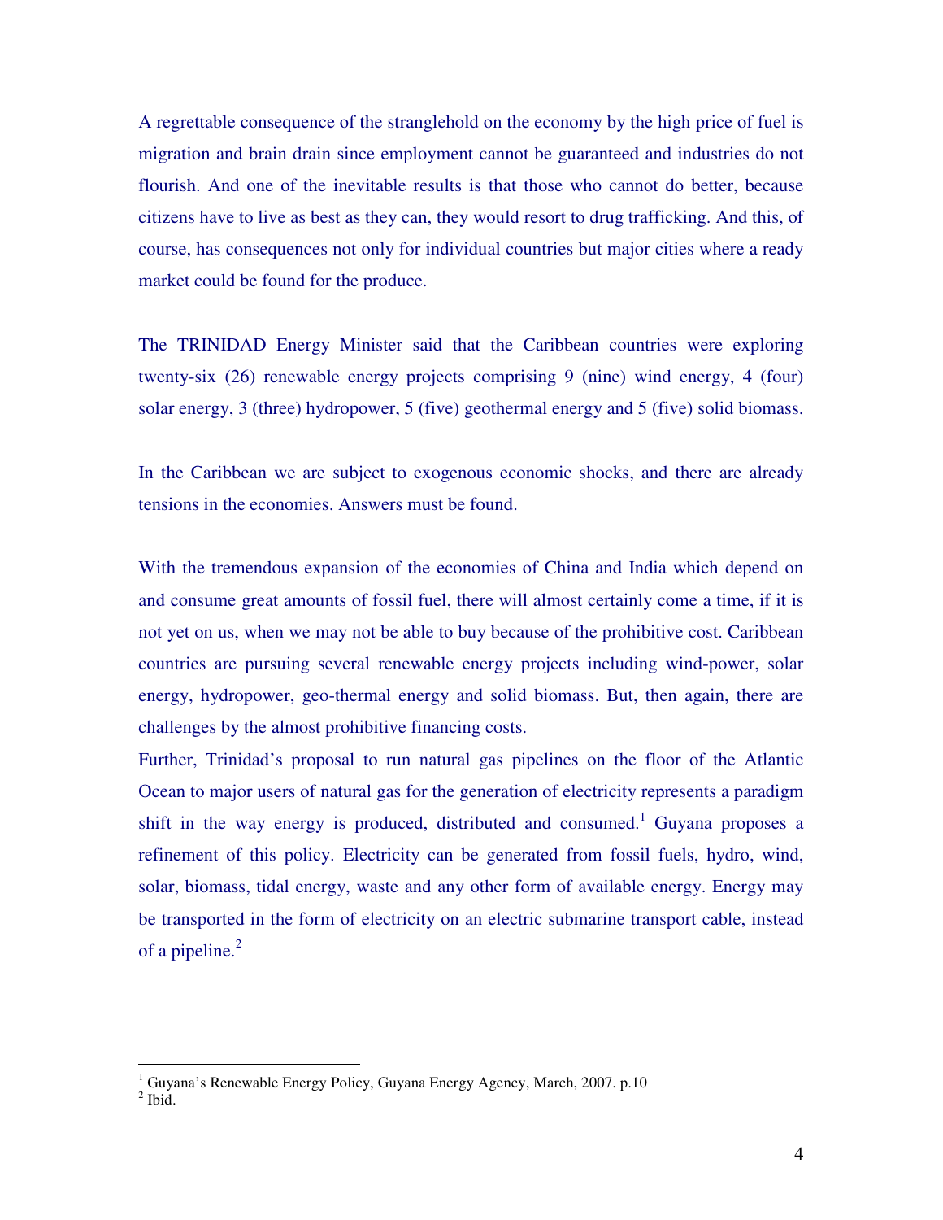A regrettable consequence of the stranglehold on the economy by the high price of fuel is migration and brain drain since employment cannot be guaranteed and industries do not flourish. And one of the inevitable results is that those who cannot do better, because citizens have to live as best as they can, they would resort to drug trafficking. And this, of course, has consequences not only for individual countries but major cities where a ready market could be found for the produce.

The TRINIDAD Energy Minister said that the Caribbean countries were exploring twenty-six (26) renewable energy projects comprising 9 (nine) wind energy, 4 (four) solar energy, 3 (three) hydropower, 5 (five) geothermal energy and 5 (five) solid biomass.

In the Caribbean we are subject to exogenous economic shocks, and there are already tensions in the economies. Answers must be found.

With the tremendous expansion of the economies of China and India which depend on and consume great amounts of fossil fuel, there will almost certainly come a time, if it is not yet on us, when we may not be able to buy because of the prohibitive cost. Caribbean countries are pursuing several renewable energy projects including wind-power, solar energy, hydropower, geo-thermal energy and solid biomass. But, then again, there are challenges by the almost prohibitive financing costs.

Further, Trinidad's proposal to run natural gas pipelines on the floor of the Atlantic Ocean to major users of natural gas for the generation of electricity represents a paradigm shift in the way energy is produced, distributed and consumed.[1] Guyana proposes a refinement of this policy. Electricity can be generated from fossil fuels, hydro, wind, solar, biomass, tidal energy, waste and any other form of available energy. Energy may be transported in the form of electricity on an electric submarine transport cable, instead of a pipeline.[2]

---

[1] Guyana's Renewable Energy Policy, Guyana Energy Agency, March, 2007. p.10

[2] Ibid.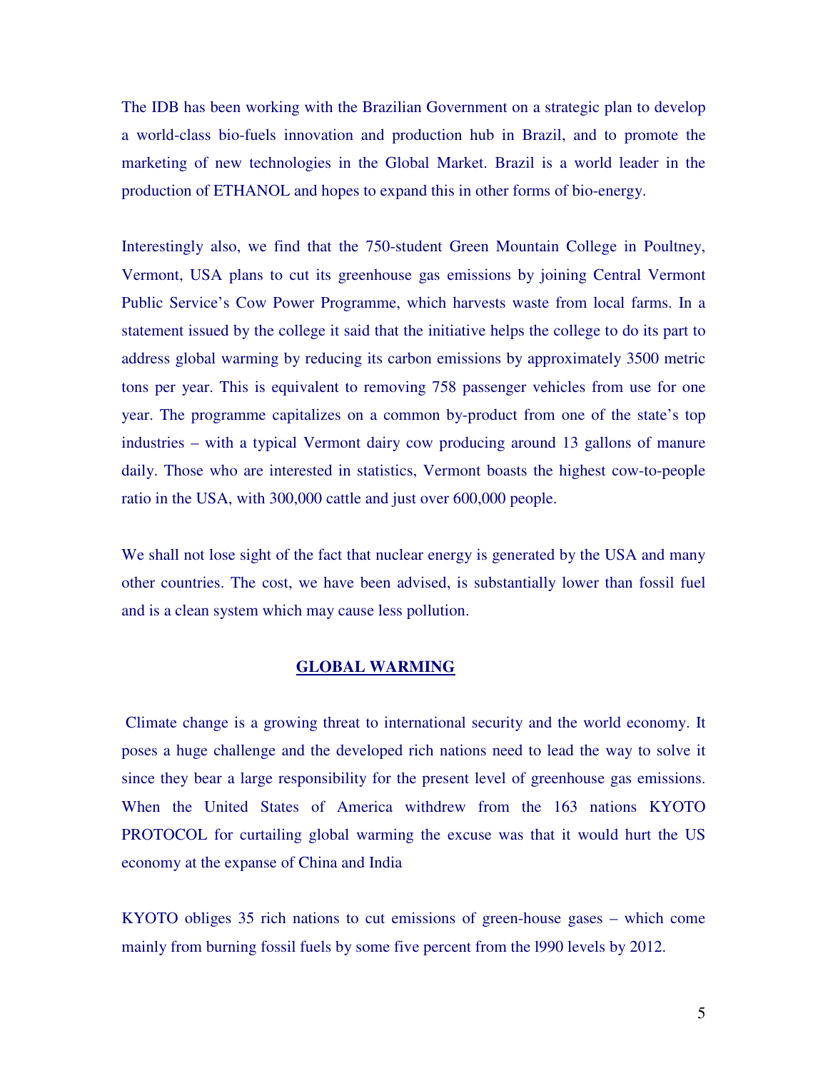The IDB has been working with the Brazilian Government on a strategic plan to develop a world-class bio-fuels innovation and production hub in Brazil, and to promote the marketing of new technologies in the Global Market. Brazil is a world leader in the production of ETHANOL and hopes to expand this in other forms of bio-energy.

Interestingly also, we find that the 750-student Green Mountain College in Poultney, Vermont, USA plans to cut its greenhouse gas emissions by joining Central Vermont Public Service's Cow Power Programme, which harvests waste from local farms. In a statement issued by the college it said that the initiative helps the college to do its part to address global warming by reducing its carbon emissions by approximately 3500 metric tons per year. This is equivalent to removing 758 passenger vehicles from use for one year. The programme capitalizes on a common by-product from one of the state's top industries – with a typical Vermont dairy cow producing around 13 gallons of manure daily. Those who are interested in statistics, Vermont boasts the highest cow-to-people ratio in the USA, with 300,000 cattle and just over 600,000 people.

We shall not lose sight of the fact that nuclear energy is generated by the USA and many other countries. The cost, we have been advised, is substantially lower than fossil fuel and is a clean system which may cause less pollution.

## GLOBAL WARMING

Climate change is a growing threat to international security and the world economy. It poses a huge challenge and the developed rich nations need to lead the way to solve it since they bear a large responsibility for the present level of greenhouse gas emissions. When the United States of America withdrew from the 163 nations KYOTO PROTOCOL for curtailing global warming the excuse was that it would hurt the US economy at the expanse of China and India

KYOTO obliges 35 rich nations to cut emissions of green-house gases – which come mainly from burning fossil fuels by some five percent from the l990 levels by 2012.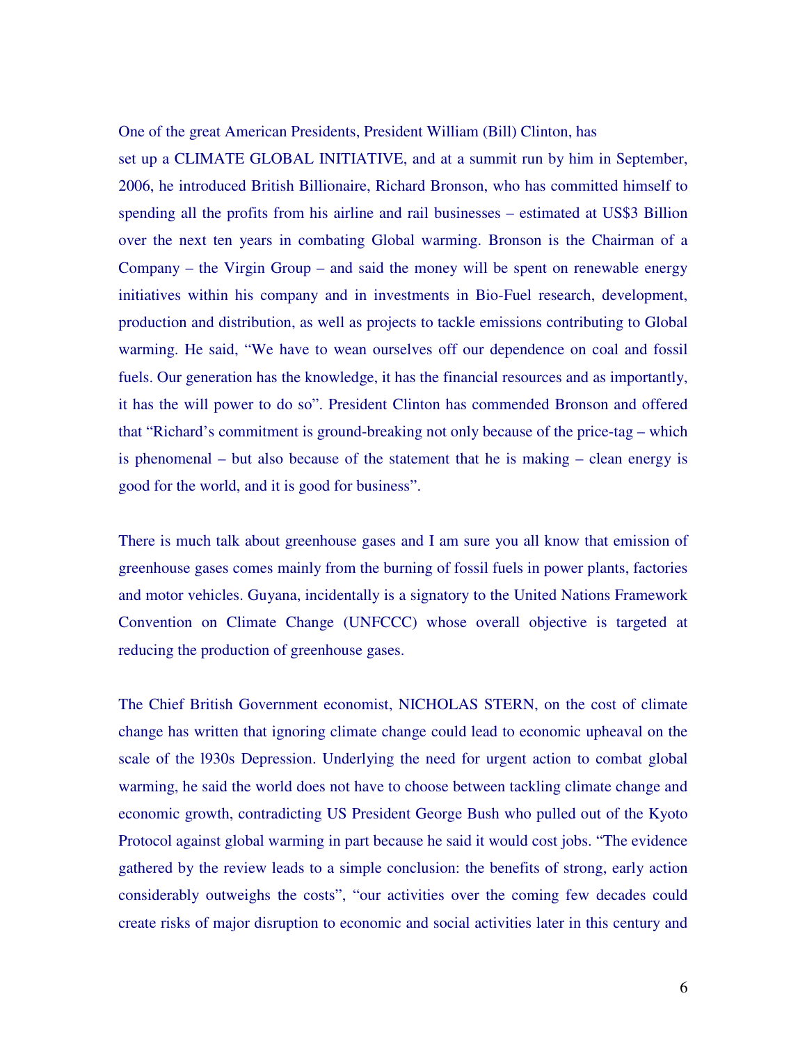One of the great American Presidents, President William (Bill) Clinton, has set up a CLIMATE GLOBAL INITIATIVE, and at a summit run by him in September, 2006, he introduced British Billionaire, Richard Bronson, who has committed himself to spending all the profits from his airline and rail businesses – estimated at US$3 Billion over the next ten years in combating Global warming. Bronson is the Chairman of a Company – the Virgin Group – and said the money will be spent on renewable energy initiatives within his company and in investments in Bio-Fuel research, development, production and distribution, as well as projects to tackle emissions contributing to Global warming. He said, "We have to wean ourselves off our dependence on coal and fossil fuels. Our generation has the knowledge, it has the financial resources and as importantly, it has the will power to do so". President Clinton has commended Bronson and offered that "Richard's commitment is ground-breaking not only because of the price-tag – which is phenomenal – but also because of the statement that he is making – clean energy is good for the world, and it is good for business".

There is much talk about greenhouse gases and I am sure you all know that emission of greenhouse gases comes mainly from the burning of fossil fuels in power plants, factories and motor vehicles. Guyana, incidentally is a signatory to the United Nations Framework Convention on Climate Change (UNFCCC) whose overall objective is targeted at reducing the production of greenhouse gases.

The Chief British Government economist, NICHOLAS STERN, on the cost of climate change has written that ignoring climate change could lead to economic upheaval on the scale of the l930s Depression. Underlying the need for urgent action to combat global warming, he said the world does not have to choose between tackling climate change and economic growth, contradicting US President George Bush who pulled out of the Kyoto Protocol against global warming in part because he said it would cost jobs. "The evidence gathered by the review leads to a simple conclusion: the benefits of strong, early action considerably outweighs the costs", "our activities over the coming few decades could create risks of major disruption to economic and social activities later in this century and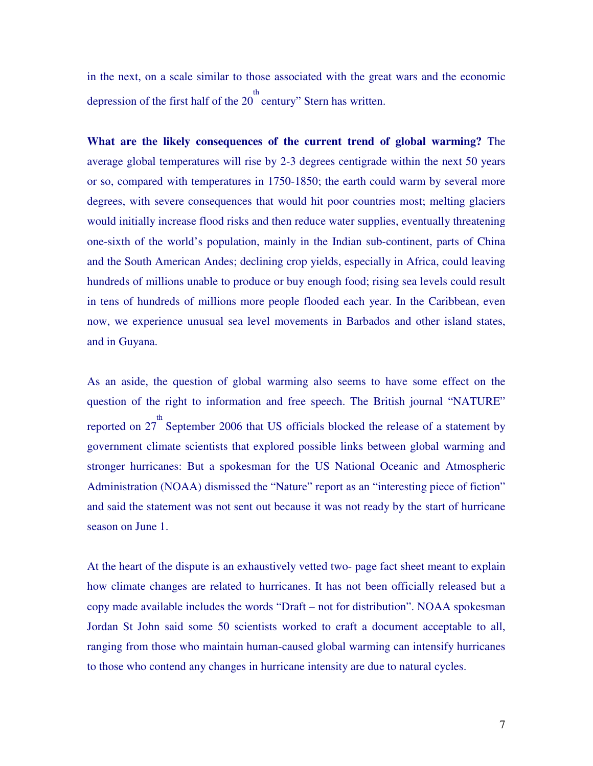in the next, on a scale similar to those associated with the great wars and the economic depression of the first half of the 20th century" Stern has written.

**What are the likely consequences of the current trend of global warming?** The average global temperatures will rise by 2-3 degrees centigrade within the next 50 years or so, compared with temperatures in 1750-1850; the earth could warm by several more degrees, with severe consequences that would hit poor countries most; melting glaciers would initially increase flood risks and then reduce water supplies, eventually threatening one-sixth of the world's population, mainly in the Indian sub-continent, parts of China and the South American Andes; declining crop yields, especially in Africa, could leaving hundreds of millions unable to produce or buy enough food; rising sea levels could result in tens of hundreds of millions more people flooded each year. In the Caribbean, even now, we experience unusual sea level movements in Barbados and other island states, and in Guyana.

As an aside, the question of global warming also seems to have some effect on the question of the right to information and free speech. The British journal "NATURE" reported on 27th September 2006 that US officials blocked the release of a statement by government climate scientists that explored possible links between global warming and stronger hurricanes: But a spokesman for the US National Oceanic and Atmospheric Administration (NOAA) dismissed the "Nature" report as an "interesting piece of fiction" and said the statement was not sent out because it was not ready by the start of hurricane season on June 1.

At the heart of the dispute is an exhaustively vetted two- page fact sheet meant to explain how climate changes are related to hurricanes. It has not been officially released but a copy made available includes the words "Draft – not for distribution". NOAA spokesman Jordan St John said some 50 scientists worked to craft a document acceptable to all, ranging from those who maintain human-caused global warming can intensify hurricanes to those who contend any changes in hurricane intensity are due to natural cycles.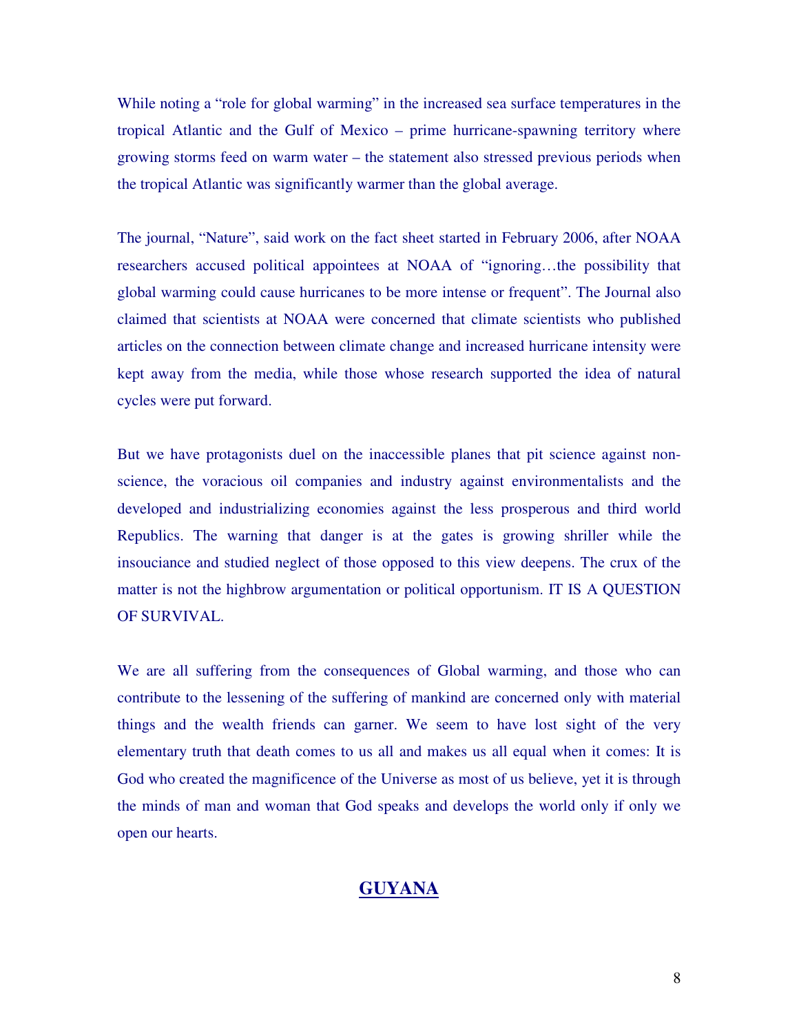While noting a "role for global warming" in the increased sea surface temperatures in the tropical Atlantic and the Gulf of Mexico – prime hurricane-spawning territory where growing storms feed on warm water – the statement also stressed previous periods when the tropical Atlantic was significantly warmer than the global average.

The journal, "Nature", said work on the fact sheet started in February 2006, after NOAA researchers accused political appointees at NOAA of "ignoring…the possibility that global warming could cause hurricanes to be more intense or frequent". The Journal also claimed that scientists at NOAA were concerned that climate scientists who published articles on the connection between climate change and increased hurricane intensity were kept away from the media, while those whose research supported the idea of natural cycles were put forward.

But we have protagonists duel on the inaccessible planes that pit science against non-science, the voracious oil companies and industry against environmentalists and the developed and industrializing economies against the less prosperous and third world Republics. The warning that danger is at the gates is growing shriller while the insouciance and studied neglect of those opposed to this view deepens. The crux of the matter is not the highbrow argumentation or political opportunism. IT IS A QUESTION OF SURVIVAL.

We are all suffering from the consequences of Global warming, and those who can contribute to the lessening of the suffering of mankind are concerned only with material things and the wealth friends can garner. We seem to have lost sight of the very elementary truth that death comes to us all and makes us all equal when it comes: It is God who created the magnificence of the Universe as most of us believe, yet it is through the minds of man and woman that God speaks and develops the world only if only we open our hearts.

## GUYANA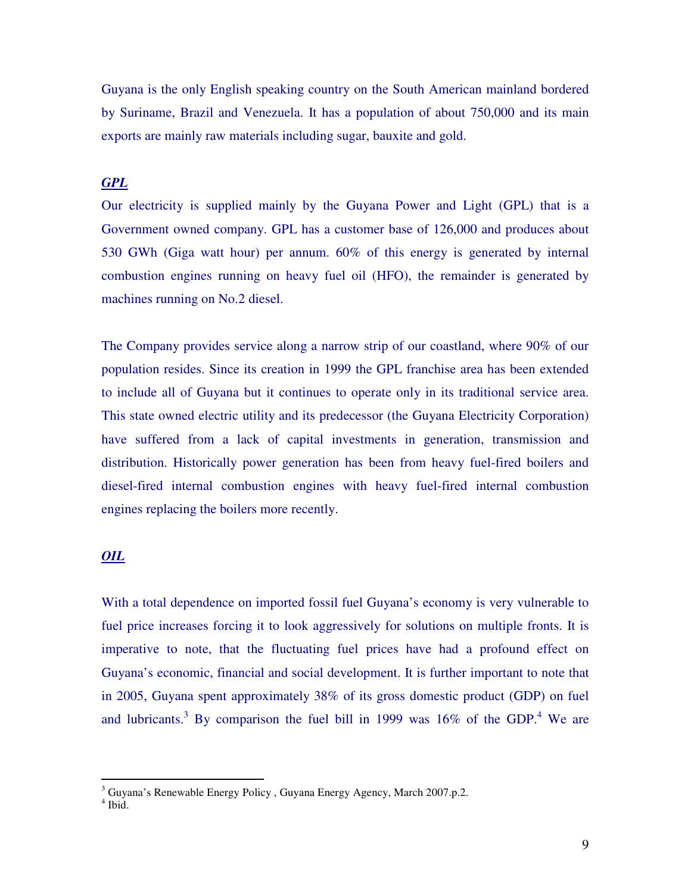Guyana is the only English speaking country on the South American mainland bordered by Suriname, Brazil and Venezuela. It has a population of about 750,000 and its main exports are mainly raw materials including sugar, bauxite and gold.

***GPL***

Our electricity is supplied mainly by the Guyana Power and Light (GPL) that is a Government owned company. GPL has a customer base of 126,000 and produces about 530 GWh (Giga watt hour) per annum. 60% of this energy is generated by internal combustion engines running on heavy fuel oil (HFO), the remainder is generated by machines running on No.2 diesel.

The Company provides service along a narrow strip of our coastland, where 90% of our population resides. Since its creation in 1999 the GPL franchise area has been extended to include all of Guyana but it continues to operate only in its traditional service area. This state owned electric utility and its predecessor (the Guyana Electricity Corporation) have suffered from a lack of capital investments in generation, transmission and distribution. Historically power generation has been from heavy fuel-fired boilers and diesel-fired internal combustion engines with heavy fuel-fired internal combustion engines replacing the boilers more recently.

***OIL***

With a total dependence on imported fossil fuel Guyana's economy is very vulnerable to fuel price increases forcing it to look aggressively for solutions on multiple fronts. It is imperative to note, that the fluctuating fuel prices have had a profound effect on Guyana's economic, financial and social development. It is further important to note that in 2005, Guyana spent approximately 38% of its gross domestic product (GDP) on fuel and lubricants.[3] By comparison the fuel bill in 1999 was 16% of the GDP.[4] We are

---

[3] Guyana's Renewable Energy Policy , Guyana Energy Agency, March 2007.p.2.
[4] Ibid.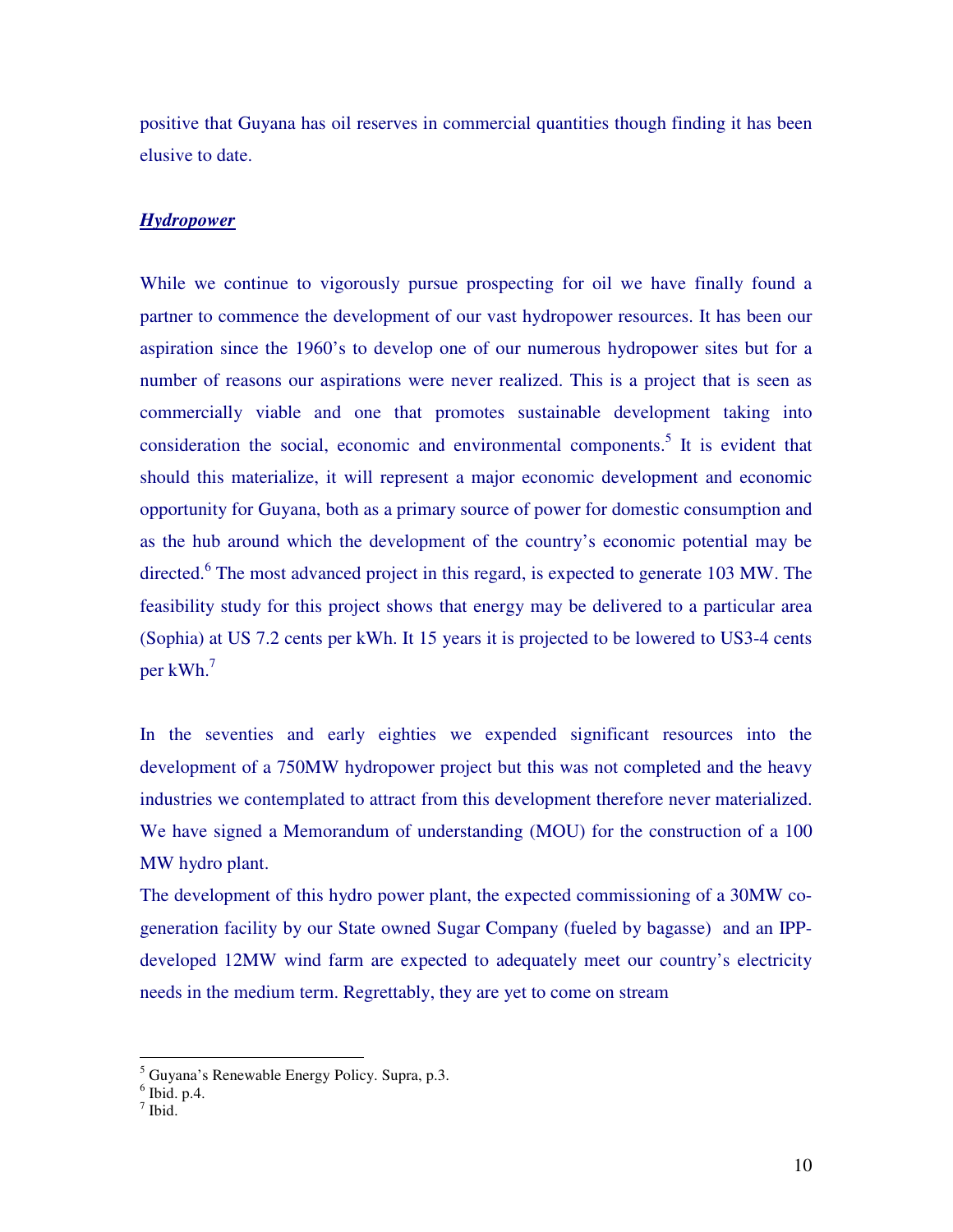positive that Guyana has oil reserves in commercial quantities though finding it has been elusive to date.

***Hydropower***

While we continue to vigorously pursue prospecting for oil we have finally found a partner to commence the development of our vast hydropower resources. It has been our aspiration since the 1960's to develop one of our numerous hydropower sites but for a number of reasons our aspirations were never realized. This is a project that is seen as commercially viable and one that promotes sustainable development taking into consideration the social, economic and environmental components.[5] It is evident that should this materialize, it will represent a major economic development and economic opportunity for Guyana, both as a primary source of power for domestic consumption and as the hub around which the development of the country's economic potential may be directed.[6] The most advanced project in this regard, is expected to generate 103 MW. The feasibility study for this project shows that energy may be delivered to a particular area (Sophia) at US 7.2 cents per kWh. It 15 years it is projected to be lowered to US3-4 cents per kWh.[7]

In the seventies and early eighties we expended significant resources into the development of a 750MW hydropower project but this was not completed and the heavy industries we contemplated to attract from this development therefore never materialized. We have signed a Memorandum of understanding (MOU) for the construction of a 100 MW hydro plant.

The development of this hydro power plant, the expected commissioning of a 30MW co-generation facility by our State owned Sugar Company (fueled by bagasse) and an IPP-developed 12MW wind farm are expected to adequately meet our country's electricity needs in the medium term. Regrettably, they are yet to come on stream

---

[5] Guyana's Renewable Energy Policy. Supra, p.3.
[6] Ibid. p.4.
[7] Ibid.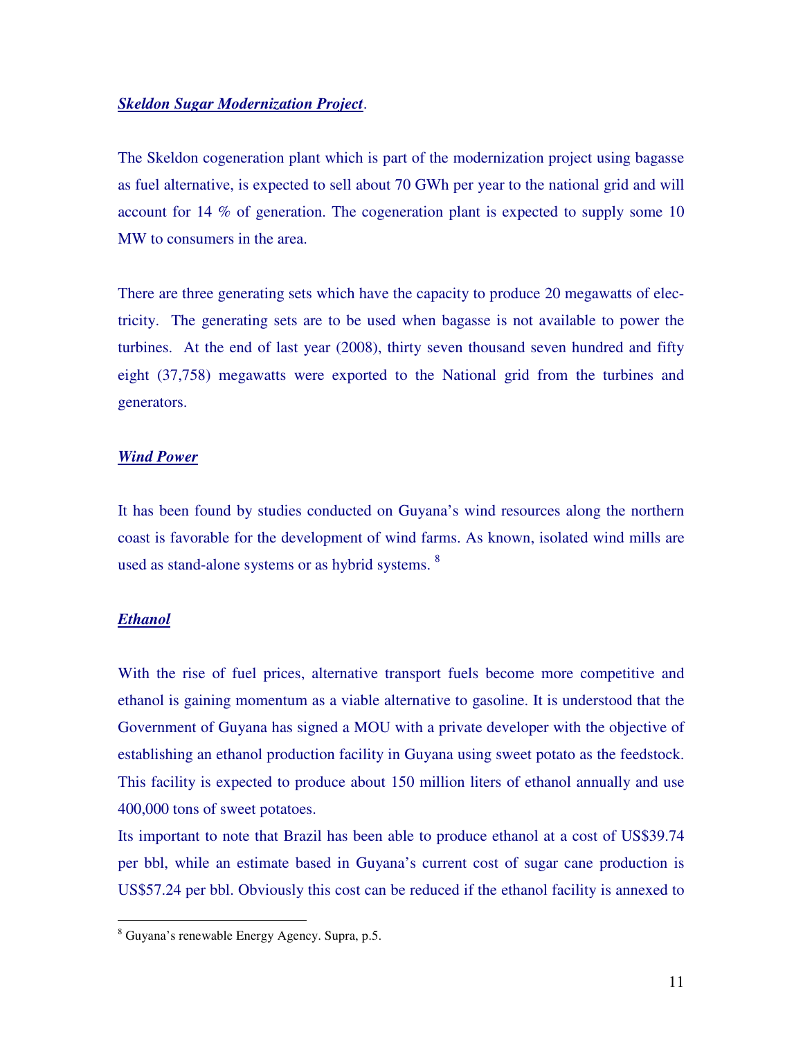***Skeldon Sugar Modernization Project***.

The Skeldon cogeneration plant which is part of the modernization project using bagasse as fuel alternative, is expected to sell about 70 GWh per year to the national grid and will account for 14 % of generation. The cogeneration plant is expected to supply some 10 MW to consumers in the area.

There are three generating sets which have the capacity to produce 20 megawatts of electricity. The generating sets are to be used when bagasse is not available to power the turbines. At the end of last year (2008), thirty seven thousand seven hundred and fifty eight (37,758) megawatts were exported to the National grid from the turbines and generators.

***Wind Power***

It has been found by studies conducted on Guyana's wind resources along the northern coast is favorable for the development of wind farms. As known, isolated wind mills are used as stand-alone systems or as hybrid systems. [8]

***Ethanol***

With the rise of fuel prices, alternative transport fuels become more competitive and ethanol is gaining momentum as a viable alternative to gasoline. It is understood that the Government of Guyana has signed a MOU with a private developer with the objective of establishing an ethanol production facility in Guyana using sweet potato as the feedstock. This facility is expected to produce about 150 million liters of ethanol annually and use 400,000 tons of sweet potatoes.
Its important to note that Brazil has been able to produce ethanol at a cost of US$39.74 per bbl, while an estimate based in Guyana's current cost of sugar cane production is US$57.24 per bbl. Obviously this cost can be reduced if the ethanol facility is annexed to

---

[8] Guyana's renewable Energy Agency. Supra, p.5.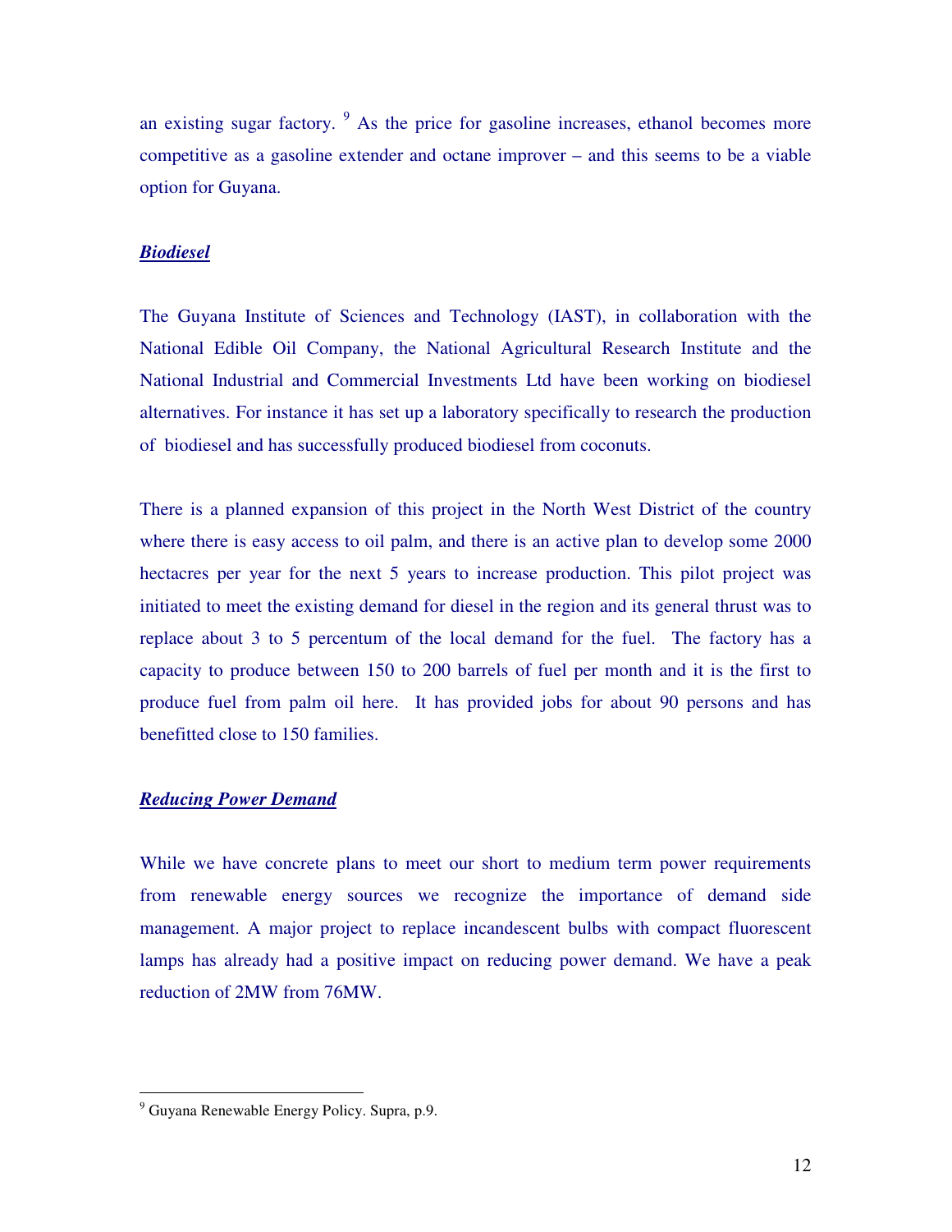an existing sugar factory. [9] As the price for gasoline increases, ethanol becomes more competitive as a gasoline extender and octane improver – and this seems to be a viable option for Guyana.

***Biodiesel***

The Guyana Institute of Sciences and Technology (IAST), in collaboration with the National Edible Oil Company, the National Agricultural Research Institute and the National Industrial and Commercial Investments Ltd have been working on biodiesel alternatives. For instance it has set up a laboratory specifically to research the production of biodiesel and has successfully produced biodiesel from coconuts.

There is a planned expansion of this project in the North West District of the country where there is easy access to oil palm, and there is an active plan to develop some 2000 hectacres per year for the next 5 years to increase production. This pilot project was initiated to meet the existing demand for diesel in the region and its general thrust was to replace about 3 to 5 percentum of the local demand for the fuel. The factory has a capacity to produce between 150 to 200 barrels of fuel per month and it is the first to produce fuel from palm oil here. It has provided jobs for about 90 persons and has benefitted close to 150 families.

***Reducing Power Demand***

While we have concrete plans to meet our short to medium term power requirements from renewable energy sources we recognize the importance of demand side management. A major project to replace incandescent bulbs with compact fluorescent lamps has already had a positive impact on reducing power demand. We have a peak reduction of 2MW from 76MW.

---

[9] Guyana Renewable Energy Policy. Supra, p.9.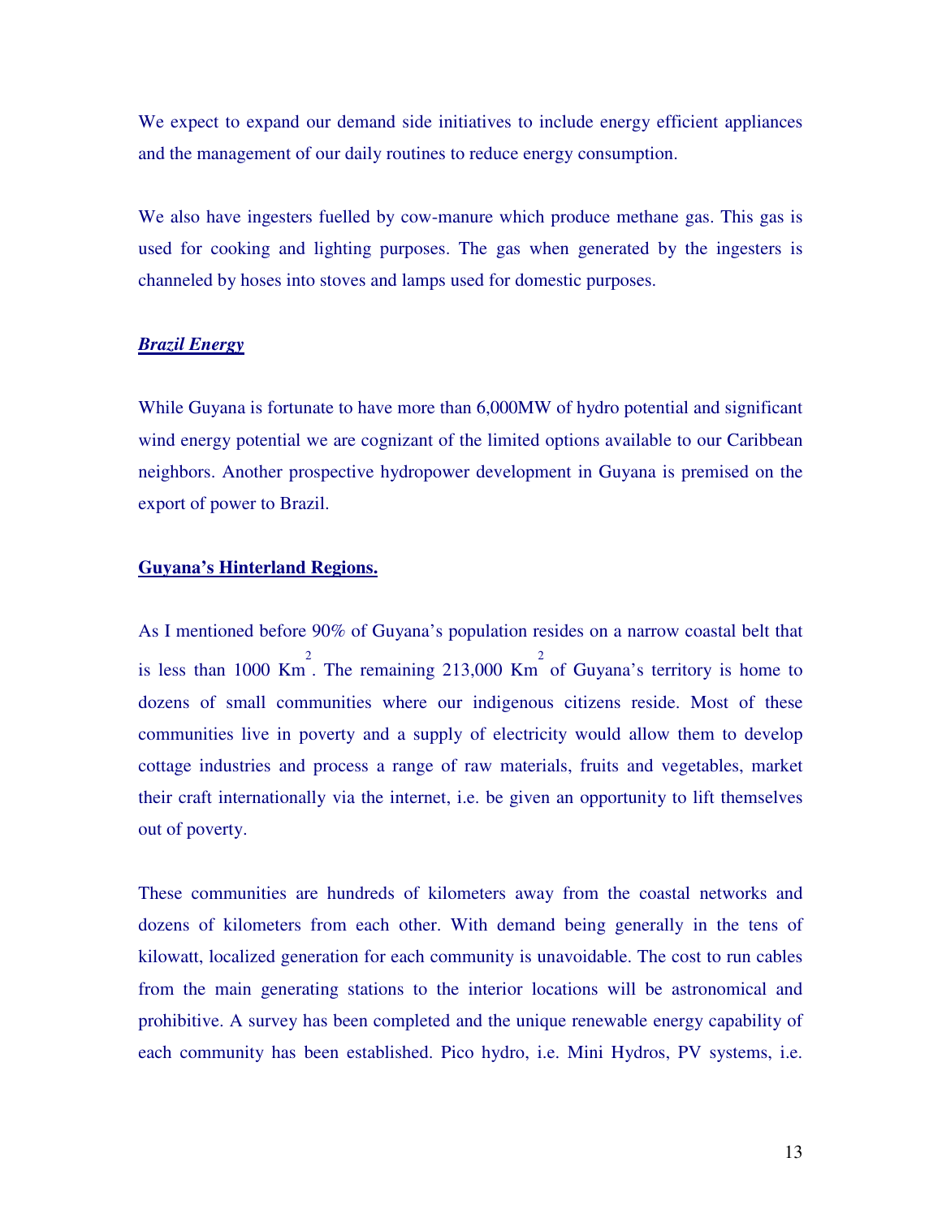We expect to expand our demand side initiatives to include energy efficient appliances and the management of our daily routines to reduce energy consumption.

We also have ingesters fuelled by cow-manure which produce methane gas. This gas is used for cooking and lighting purposes. The gas when generated by the ingesters is channeled by hoses into stoves and lamps used for domestic purposes.

***Brazil Energy***

While Guyana is fortunate to have more than 6,000MW of hydro potential and significant wind energy potential we are cognizant of the limited options available to our Caribbean neighbors. Another prospective hydropower development in Guyana is premised on the export of power to Brazil.

**Guyana's Hinterland Regions.**

As I mentioned before 90% of Guyana's population resides on a narrow coastal belt that is less than 1000 $Km^2$. The remaining 213,000 $Km^2$ of Guyana's territory is home to dozens of small communities where our indigenous citizens reside. Most of these communities live in poverty and a supply of electricity would allow them to develop cottage industries and process a range of raw materials, fruits and vegetables, market their craft internationally via the internet, i.e. be given an opportunity to lift themselves out of poverty.

These communities are hundreds of kilometers away from the coastal networks and dozens of kilometers from each other. With demand being generally in the tens of kilowatt, localized generation for each community is unavoidable. The cost to run cables from the main generating stations to the interior locations will be astronomical and prohibitive. A survey has been completed and the unique renewable energy capability of each community has been established. Pico hydro, i.e. Mini Hydros, PV systems, i.e.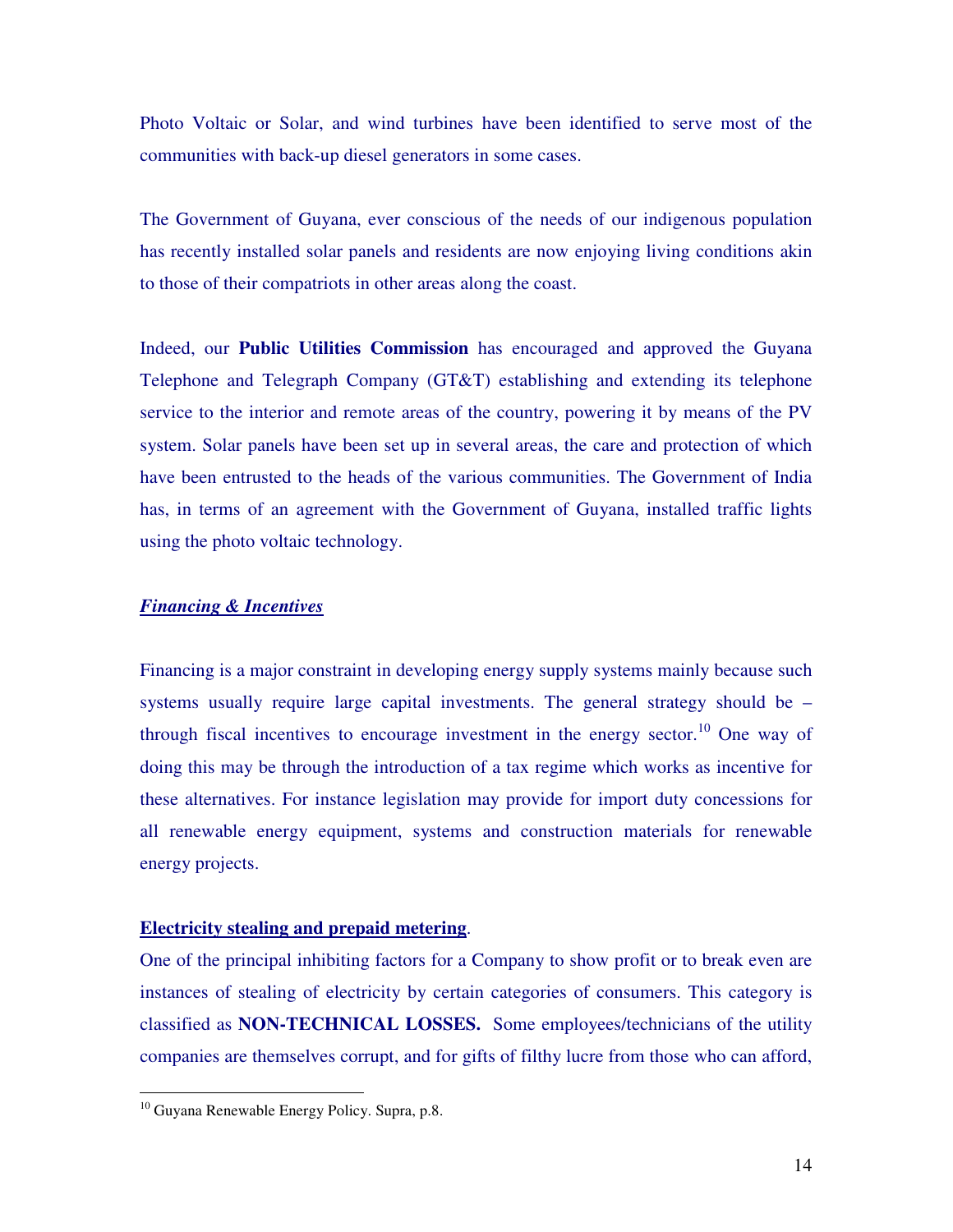Photo Voltaic or Solar, and wind turbines have been identified to serve most of the communities with back-up diesel generators in some cases.

The Government of Guyana, ever conscious of the needs of our indigenous population has recently installed solar panels and residents are now enjoying living conditions akin to those of their compatriots in other areas along the coast.

Indeed, our **Public Utilities Commission** has encouraged and approved the Guyana Telephone and Telegraph Company (GT&T) establishing and extending its telephone service to the interior and remote areas of the country, powering it by means of the PV system. Solar panels have been set up in several areas, the care and protection of which have been entrusted to the heads of the various communities. The Government of India has, in terms of an agreement with the Government of Guyana, installed traffic lights using the photo voltaic technology.

***Financing & Incentives***

Financing is a major constraint in developing energy supply systems mainly because such systems usually require large capital investments. The general strategy should be – through fiscal incentives to encourage investment in the energy sector.[10] One way of doing this may be through the introduction of a tax regime which works as incentive for these alternatives. For instance legislation may provide for import duty concessions for all renewable energy equipment, systems and construction materials for renewable energy projects.

**Electricity stealing and prepaid metering**.

One of the principal inhibiting factors for a Company to show profit or to break even are instances of stealing of electricity by certain categories of consumers. This category is classified as **NON-TECHNICAL LOSSES.** Some employees/technicians of the utility companies are themselves corrupt, and for gifts of filthy lucre from those who can afford,

[10] Guyana Renewable Energy Policy. Supra, p.8.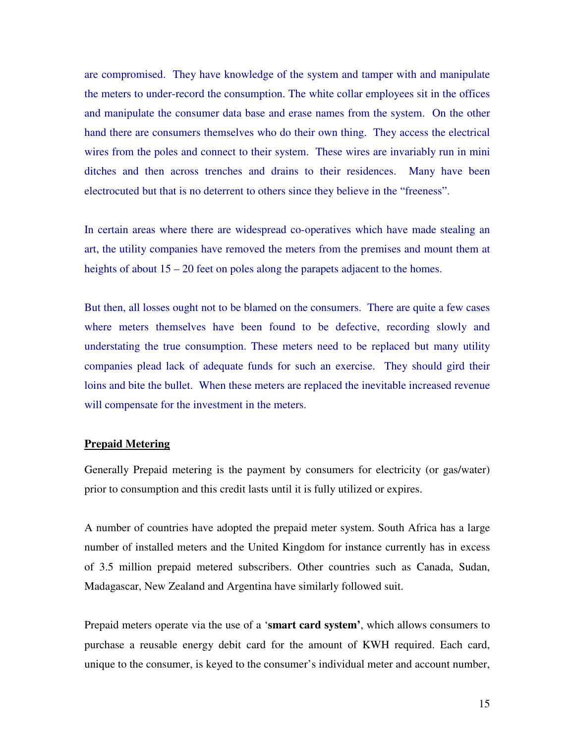are compromised. They have knowledge of the system and tamper with and manipulate the meters to under-record the consumption. The white collar employees sit in the offices and manipulate the consumer data base and erase names from the system. On the other hand there are consumers themselves who do their own thing. They access the electrical wires from the poles and connect to their system. These wires are invariably run in mini ditches and then across trenches and drains to their residences. Many have been electrocuted but that is no deterrent to others since they believe in the "freeness".

In certain areas where there are widespread co-operatives which have made stealing an art, the utility companies have removed the meters from the premises and mount them at heights of about 15 – 20 feet on poles along the parapets adjacent to the homes.

But then, all losses ought not to be blamed on the consumers. There are quite a few cases where meters themselves have been found to be defective, recording slowly and understating the true consumption. These meters need to be replaced but many utility companies plead lack of adequate funds for such an exercise. They should gird their loins and bite the bullet. When these meters are replaced the inevitable increased revenue will compensate for the investment in the meters.

**Prepaid Metering**

Generally Prepaid metering is the payment by consumers for electricity (or gas/water) prior to consumption and this credit lasts until it is fully utilized or expires.

A number of countries have adopted the prepaid meter system. South Africa has a large number of installed meters and the United Kingdom for instance currently has in excess of 3.5 million prepaid metered subscribers. Other countries such as Canada, Sudan, Madagascar, New Zealand and Argentina have similarly followed suit.

Prepaid meters operate via the use of a '**smart card system'**, which allows consumers to purchase a reusable energy debit card for the amount of KWH required. Each card, unique to the consumer, is keyed to the consumer's individual meter and account number,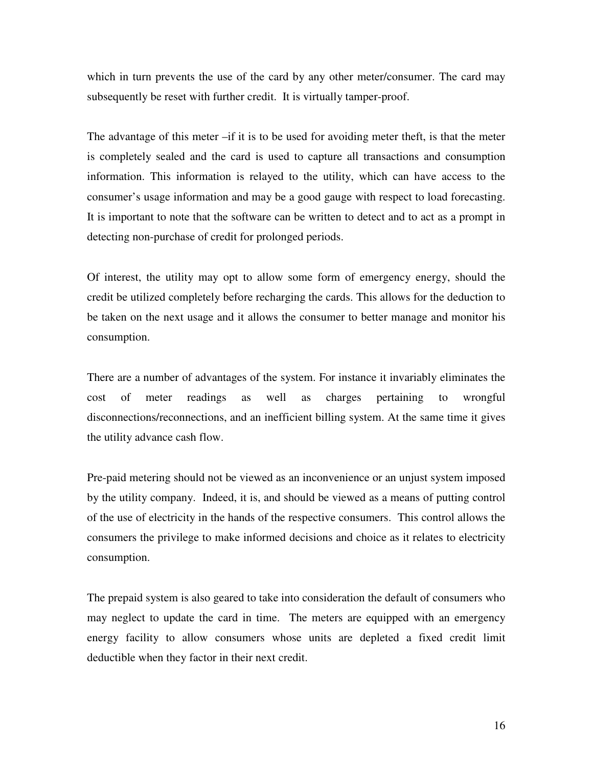which in turn prevents the use of the card by any other meter/consumer. The card may subsequently be reset with further credit. It is virtually tamper-proof.

The advantage of this meter –if it is to be used for avoiding meter theft, is that the meter is completely sealed and the card is used to capture all transactions and consumption information. This information is relayed to the utility, which can have access to the consumer's usage information and may be a good gauge with respect to load forecasting. It is important to note that the software can be written to detect and to act as a prompt in detecting non-purchase of credit for prolonged periods.

Of interest, the utility may opt to allow some form of emergency energy, should the credit be utilized completely before recharging the cards. This allows for the deduction to be taken on the next usage and it allows the consumer to better manage and monitor his consumption.

There are a number of advantages of the system. For instance it invariably eliminates the cost of meter readings as well as charges pertaining to wrongful disconnections/reconnections, and an inefficient billing system. At the same time it gives the utility advance cash flow.

Pre-paid metering should not be viewed as an inconvenience or an unjust system imposed by the utility company. Indeed, it is, and should be viewed as a means of putting control of the use of electricity in the hands of the respective consumers. This control allows the consumers the privilege to make informed decisions and choice as it relates to electricity consumption.

The prepaid system is also geared to take into consideration the default of consumers who may neglect to update the card in time. The meters are equipped with an emergency energy facility to allow consumers whose units are depleted a fixed credit limit deductible when they factor in their next credit.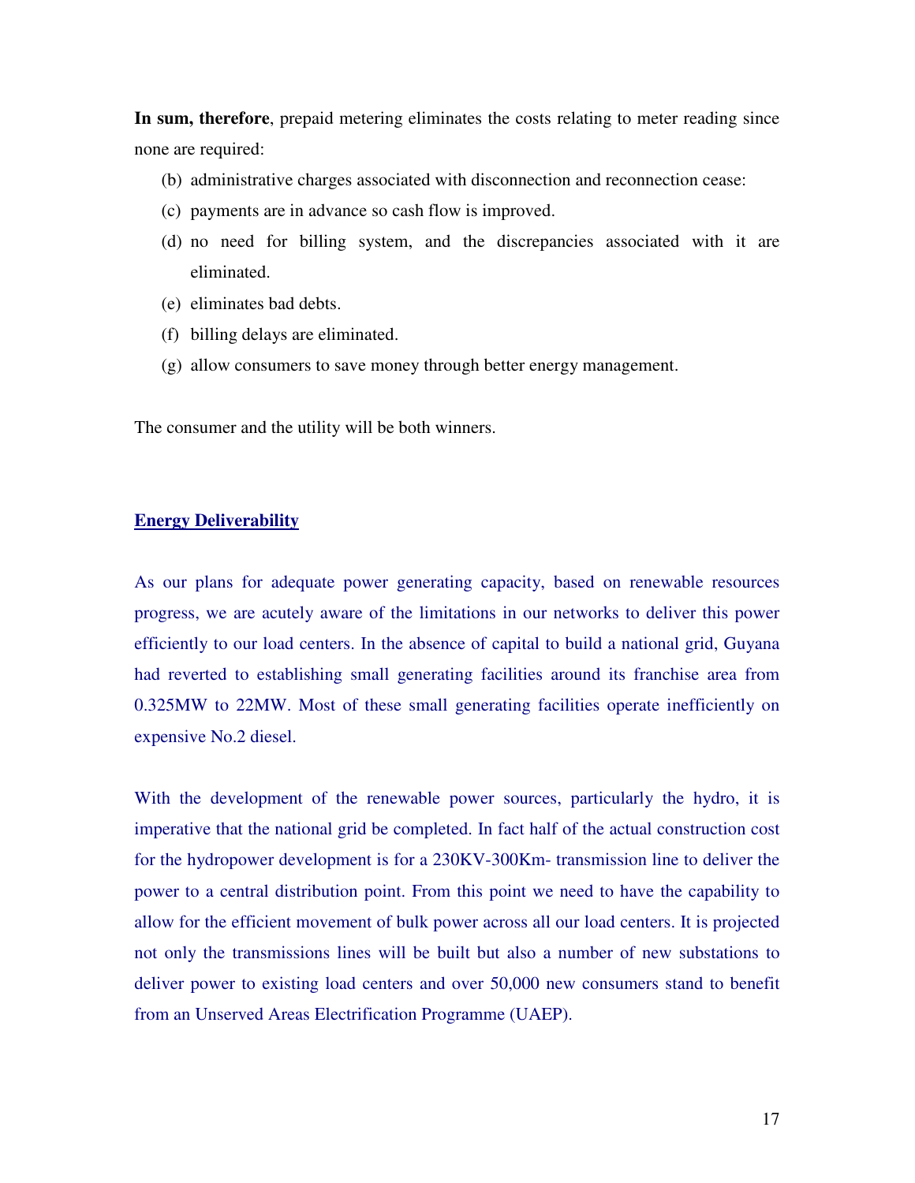**In sum, therefore**, prepaid metering eliminates the costs relating to meter reading since none are required:

(b) administrative charges associated with disconnection and reconnection cease:

(c) payments are in advance so cash flow is improved.

(d) no need for billing system, and the discrepancies associated with it are eliminated.

(e) eliminates bad debts.

(f) billing delays are eliminated.

(g) allow consumers to save money through better energy management.

The consumer and the utility will be both winners.

## Energy Deliverability

As our plans for adequate power generating capacity, based on renewable resources progress, we are acutely aware of the limitations in our networks to deliver this power efficiently to our load centers. In the absence of capital to build a national grid, Guyana had reverted to establishing small generating facilities around its franchise area from 0.325MW to 22MW. Most of these small generating facilities operate inefficiently on expensive No.2 diesel.

With the development of the renewable power sources, particularly the hydro, it is imperative that the national grid be completed. In fact half of the actual construction cost for the hydropower development is for a 230KV-300Km- transmission line to deliver the power to a central distribution point. From this point we need to have the capability to allow for the efficient movement of bulk power across all our load centers. It is projected not only the transmissions lines will be built but also a number of new substations to deliver power to existing load centers and over 50,000 new consumers stand to benefit from an Unserved Areas Electrification Programme (UAEP).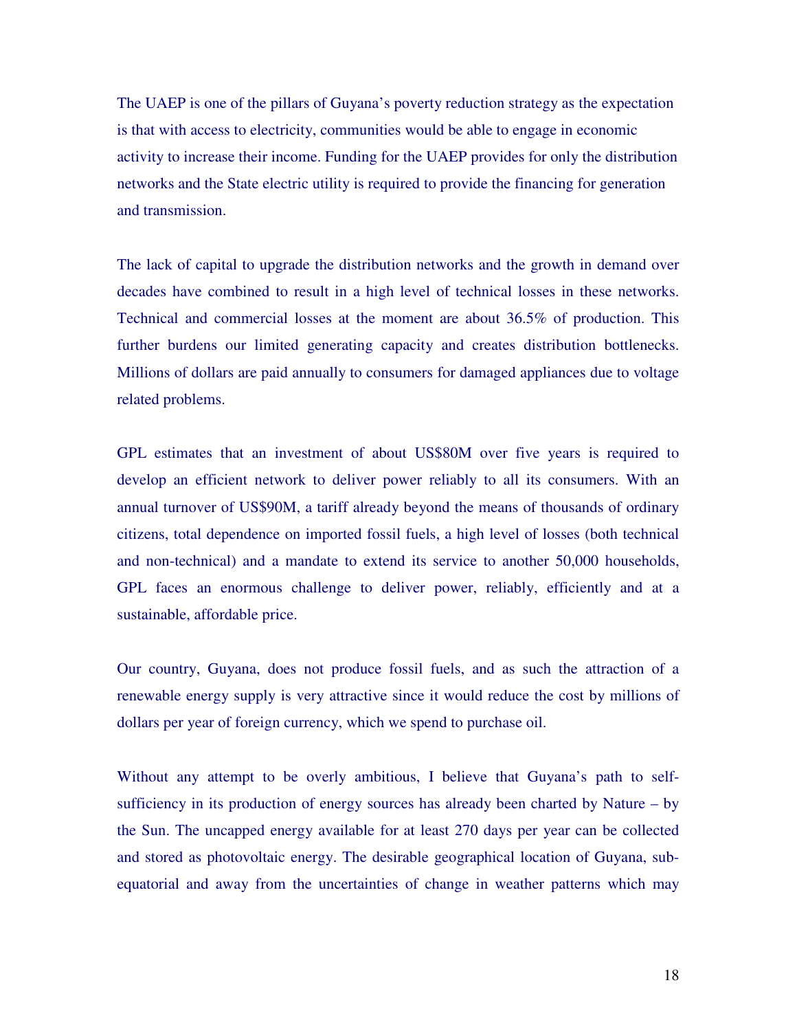The UAEP is one of the pillars of Guyana's poverty reduction strategy as the expectation is that with access to electricity, communities would be able to engage in economic activity to increase their income. Funding for the UAEP provides for only the distribution networks and the State electric utility is required to provide the financing for generation and transmission.

The lack of capital to upgrade the distribution networks and the growth in demand over decades have combined to result in a high level of technical losses in these networks. Technical and commercial losses at the moment are about 36.5% of production. This further burdens our limited generating capacity and creates distribution bottlenecks. Millions of dollars are paid annually to consumers for damaged appliances due to voltage related problems.

GPL estimates that an investment of about US$80M over five years is required to develop an efficient network to deliver power reliably to all its consumers. With an annual turnover of US$90M, a tariff already beyond the means of thousands of ordinary citizens, total dependence on imported fossil fuels, a high level of losses (both technical and non-technical) and a mandate to extend its service to another 50,000 households, GPL faces an enormous challenge to deliver power, reliably, efficiently and at a sustainable, affordable price.

Our country, Guyana, does not produce fossil fuels, and as such the attraction of a renewable energy supply is very attractive since it would reduce the cost by millions of dollars per year of foreign currency, which we spend to purchase oil.

Without any attempt to be overly ambitious, I believe that Guyana's path to self-sufficiency in its production of energy sources has already been charted by Nature – by the Sun. The uncapped energy available for at least 270 days per year can be collected and stored as photovoltaic energy. The desirable geographical location of Guyana, sub-equatorial and away from the uncertainties of change in weather patterns which may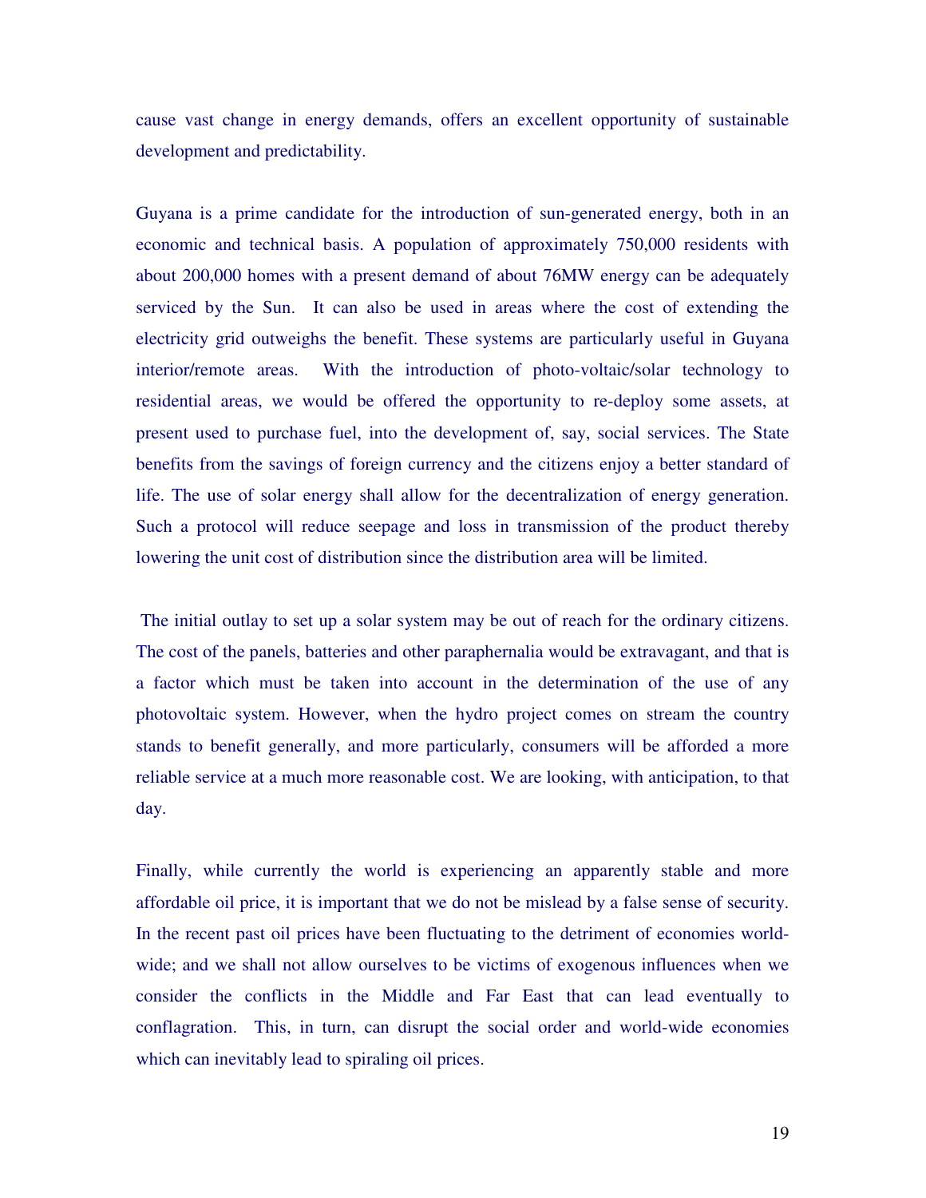cause vast change in energy demands, offers an excellent opportunity of sustainable development and predictability.

Guyana is a prime candidate for the introduction of sun-generated energy, both in an economic and technical basis. A population of approximately 750,000 residents with about 200,000 homes with a present demand of about 76MW energy can be adequately serviced by the Sun. It can also be used in areas where the cost of extending the electricity grid outweighs the benefit. These systems are particularly useful in Guyana interior/remote areas. With the introduction of photo-voltaic/solar technology to residential areas, we would be offered the opportunity to re-deploy some assets, at present used to purchase fuel, into the development of, say, social services. The State benefits from the savings of foreign currency and the citizens enjoy a better standard of life. The use of solar energy shall allow for the decentralization of energy generation. Such a protocol will reduce seepage and loss in transmission of the product thereby lowering the unit cost of distribution since the distribution area will be limited.

The initial outlay to set up a solar system may be out of reach for the ordinary citizens. The cost of the panels, batteries and other paraphernalia would be extravagant, and that is a factor which must be taken into account in the determination of the use of any photovoltaic system. However, when the hydro project comes on stream the country stands to benefit generally, and more particularly, consumers will be afforded a more reliable service at a much more reasonable cost. We are looking, with anticipation, to that day.

Finally, while currently the world is experiencing an apparently stable and more affordable oil price, it is important that we do not be mislead by a false sense of security. In the recent past oil prices have been fluctuating to the detriment of economies world-wide; and we shall not allow ourselves to be victims of exogenous influences when we consider the conflicts in the Middle and Far East that can lead eventually to conflagration. This, in turn, can disrupt the social order and world-wide economies which can inevitably lead to spiraling oil prices.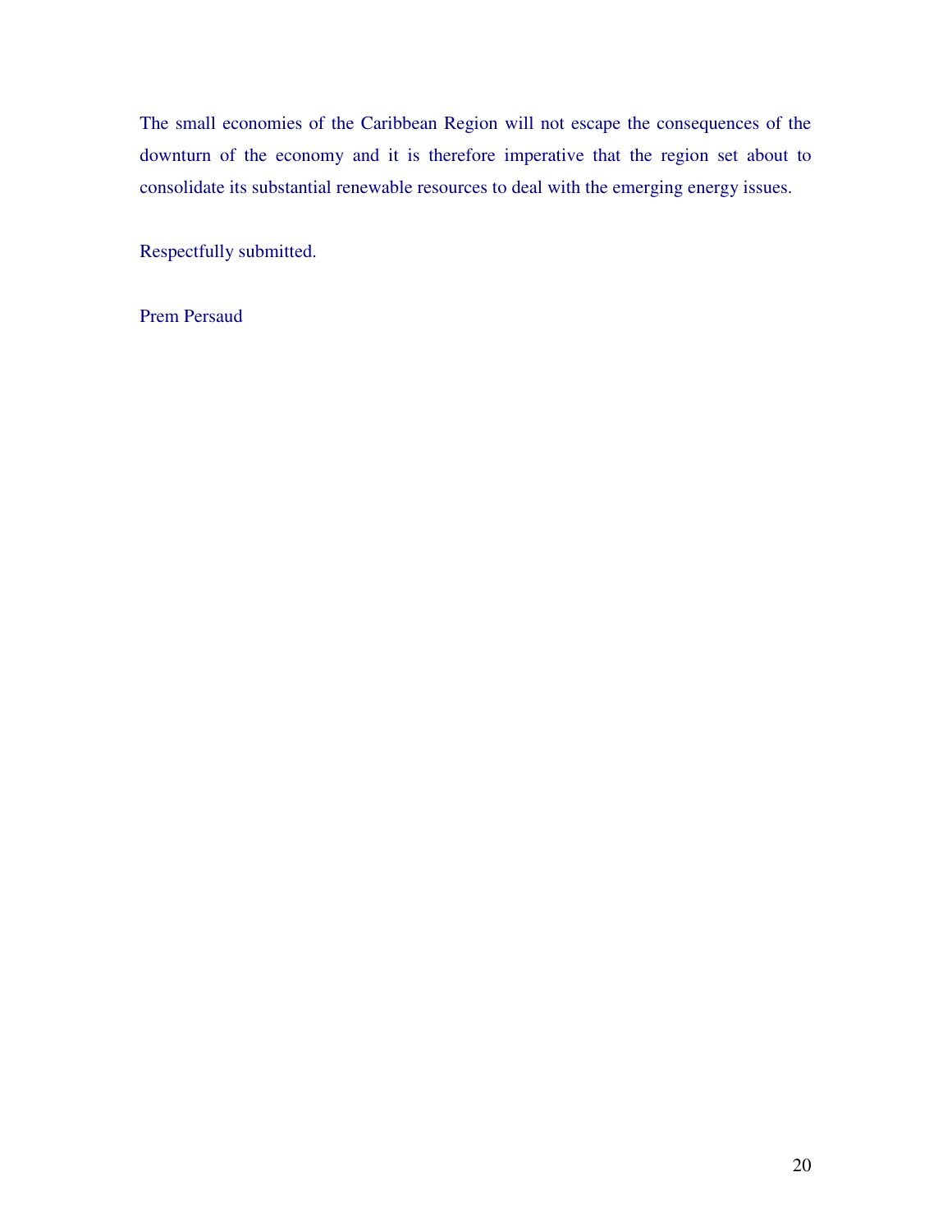The small economies of the Caribbean Region will not escape the consequences of the downturn of the economy and it is therefore imperative that the region set about to consolidate its substantial renewable resources to deal with the emerging energy issues.

Respectfully submitted.

Prem Persaud